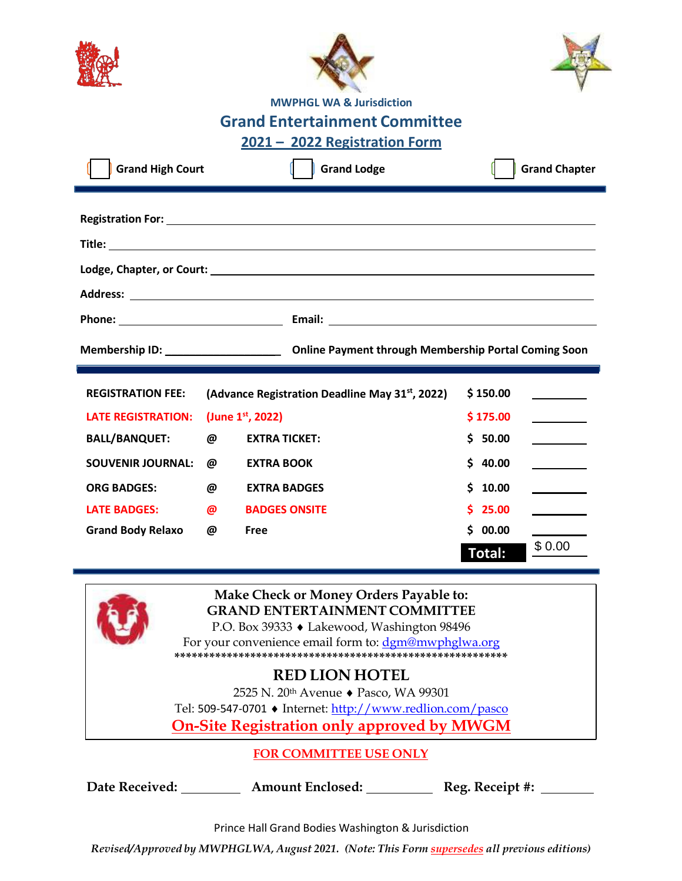MWPHGL WA & Jurisdiction

# Grand Entertainment Committee

## 2021 – 2022 Registration Form

☐ Grand High Court ☐ Grand Lodge ☐ Grand Chapter

**Registration For:** ______________________________

**Title:** ______________________________

**Lodge, Chapter, or Court:** ______________________________

**Address:** ______________________________

**Phone:** ______________ **Email:** ______________

**Membership ID:** ______________ **Online Payment through Membership Portal Coming Soon**

| | | | |
|---|---|---|---|
| **REGISTRATION FEE:** | **(Advance Registration Deadline May 31st, 2022)** | **$ 150.00** | ________ |
| **LATE REGISTRATION:** | **(June 1st, 2022)** | **$ 175.00** | ________ |
| **BALL/BANQUET:** | **@ EXTRA TICKET:** | **$ 50.00** | ________ |
| **SOUVENIR JOURNAL:** | **@ EXTRA BOOK** | **$ 40.00** | ________ |
| **ORG BADGES:** | **@ EXTRA BADGES** | **$ 10.00** | ________ |
| **LATE BADGES:** | **@ BADGES ONSITE** | **$ 25.00** | ________ |
| **Grand Body Relaxo** | **@ Free** | **$ 00.00** | ________ |
| | | **Total:** | $ 0.00 |

**Make Check or Money Orders Payable to:**
**GRAND ENTERTAINMENT COMMITTEE**
P.O. Box 39333 ♦ Lakewood, Washington 98496
For your convenience email form to: dgm@mwphglwa.org

**********************************************************

**RED LION HOTEL**
2525 N. 20th Avenue ♦ Pasco, WA 99301
Tel: 509-547-0701 ♦ Internet: http://www.redlion.com/pasco
**On-Site Registration only approved by MWGM**

**FOR COMMITTEE USE ONLY**

**Date Received:** ________ **Amount Enclosed:** ________ **Reg. Receipt #:** ________

Prince Hall Grand Bodies Washington & Jurisdiction

*Revised/Approved by MWPHGLWA, August 2021. (Note: This Form supersedes all previous editions)*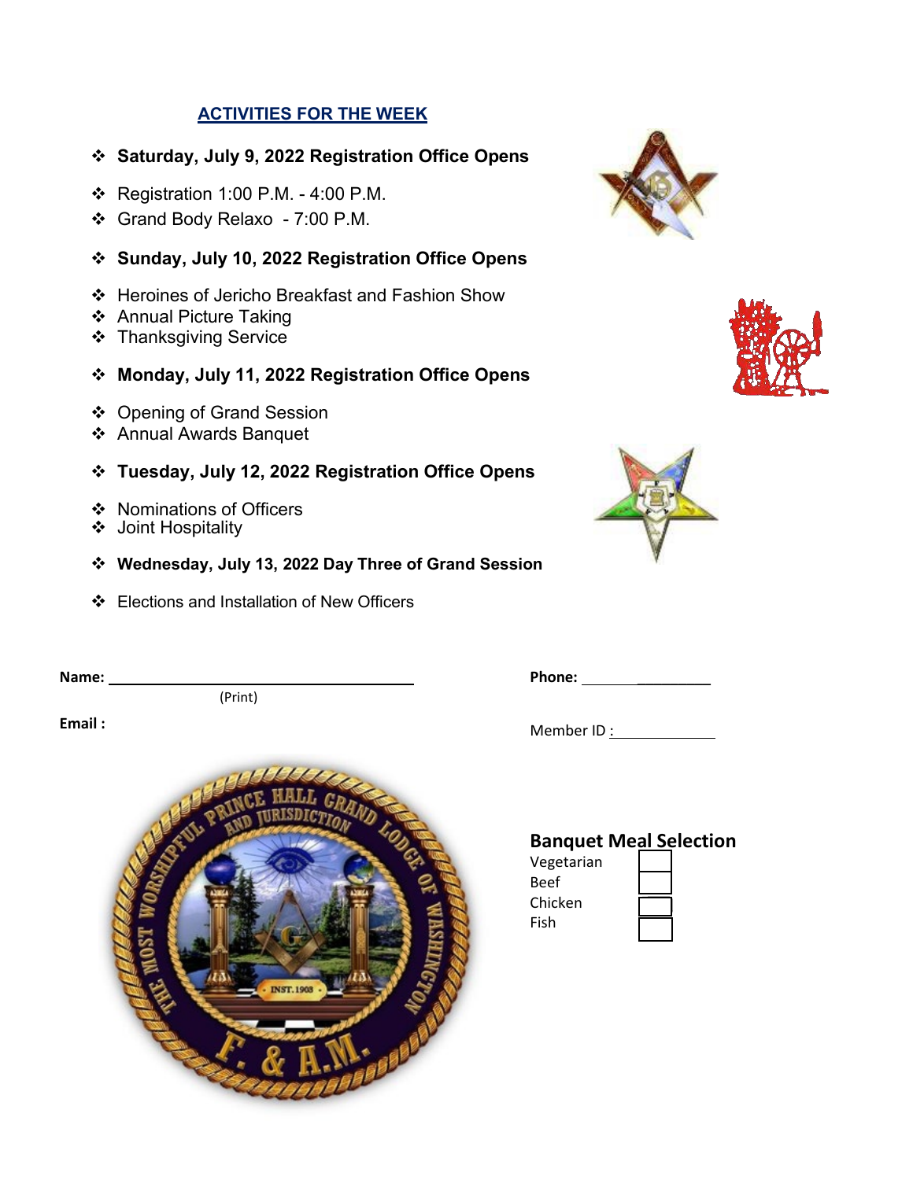## ACTIVITIES FOR THE WEEK

- **Saturday, July 9, 2022 Registration Office Opens**
- Registration 1:00 P.M. - 4:00 P.M.
- Grand Body Relaxo - 7:00 P.M.

- **Sunday, July 10, 2022 Registration Office Opens**
- Heroines of Jericho Breakfast and Fashion Show
- Annual Picture Taking
- Thanksgiving Service

- **Monday, July 11, 2022 Registration Office Opens**
- Opening of Grand Session
- Annual Awards Banquet

- **Tuesday, July 12, 2022 Registration Office Opens**
- Nominations of Officers
- Joint Hospitality

- **Wednesday, July 13, 2022 Day Three of Grand Session**
- Elections and Installation of New Officers

**Name:** ______________________________________
(Print)

**Phone:** ________________

**Email :**

Member ID : ______________

### Banquet Meal Selection

| | |
|---|---|
| Vegetarian | ☐ |
| Beef | ☐ |
| Chicken | ☐ |
| Fish | ☐ |